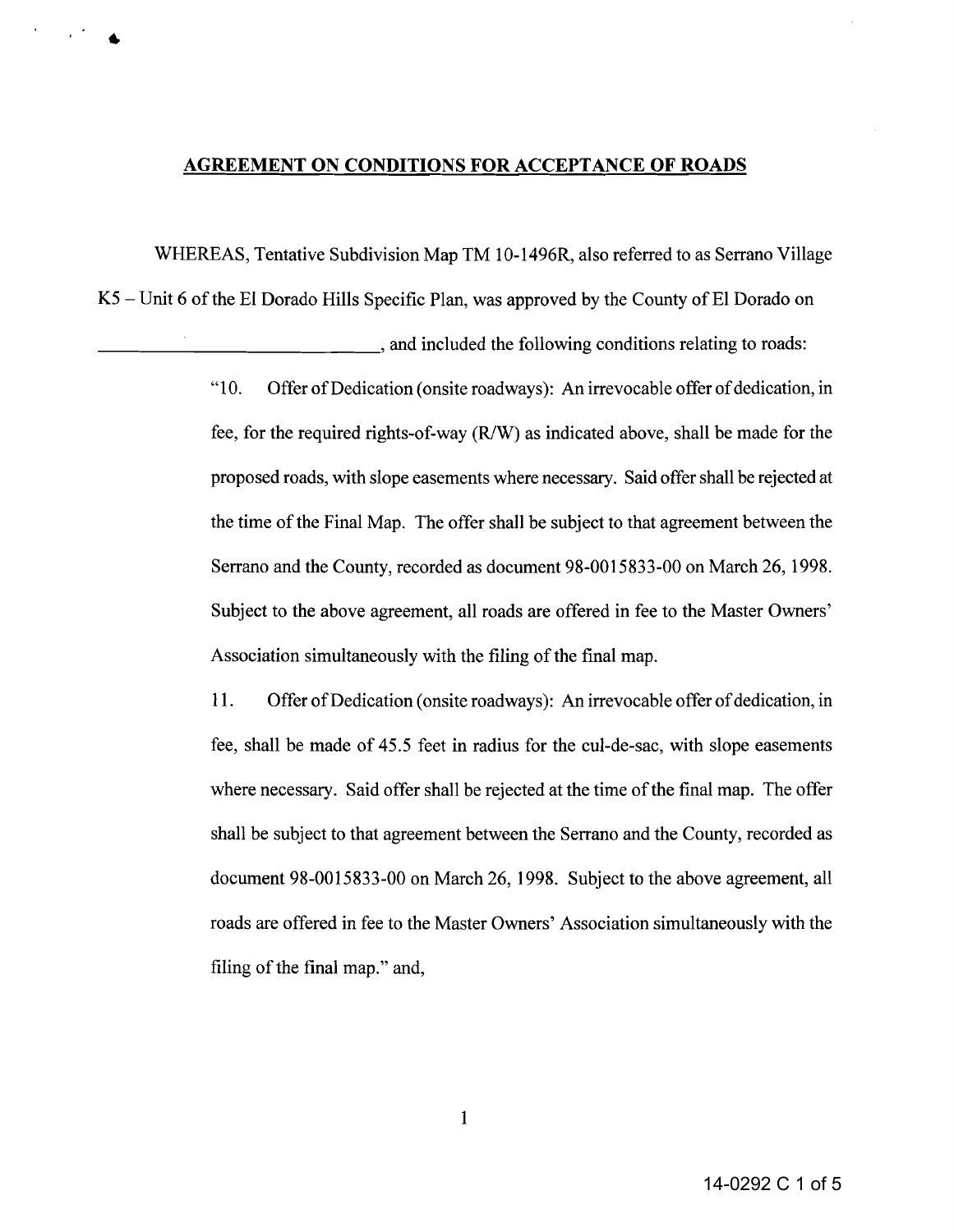## AGREEMENT ON CONDITIONS FOR ACCEPTANCE OF ROADS

WHEREAS, Tentative Subdivision Map TM 10-1496R, also referred to as Serrano Village K5 – Unit 6 of the El Dorado Hills Specific Plan, was approved by the County of El Dorado on \_\_\_\_\_\_\_\_\_\_\_\_\_\_\_\_\_\_\_\_\_\_\_\_\_\_\_\_\_\_\_\_, and included the following conditions relating to roads:

> "10. Offer of Dedication (onsite roadways): An irrevocable offer of dedication, in fee, for the required rights-of-way (R/W) as indicated above, shall be made for the proposed roads, with slope easements where necessary. Said offer shall be rejected at the time of the Final Map. The offer shall be subject to that agreement between the Serrano and the County, recorded as document 98-0015833-00 on March 26, 1998. Subject to the above agreement, all roads are offered in fee to the Master Owners' Association simultaneously with the filing of the final map.
>
> 11. Offer of Dedication (onsite roadways): An irrevocable offer of dedication, in fee, shall be made of 45.5 feet in radius for the cul-de-sac, with slope easements where necessary. Said offer shall be rejected at the time of the final map. The offer shall be subject to that agreement between the Serrano and the County, recorded as document 98-0015833-00 on March 26, 1998. Subject to the above agreement, all roads are offered in fee to the Master Owners' Association simultaneously with the filing of the final map." and,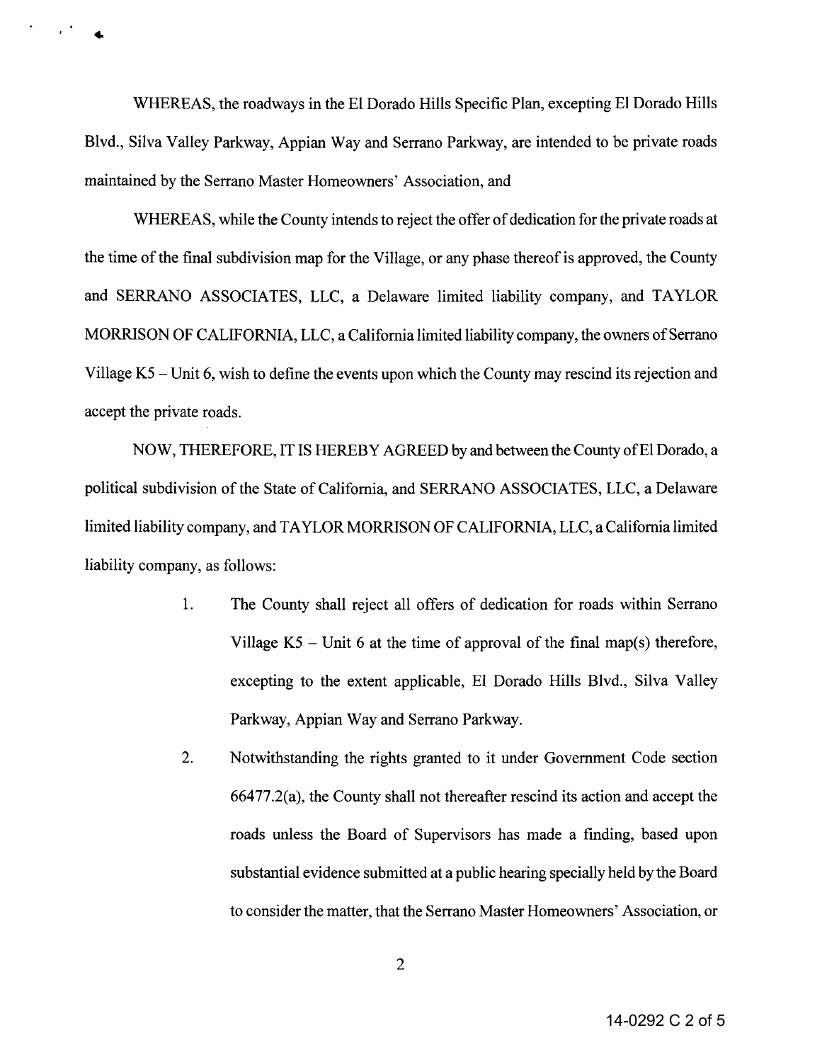WHEREAS, the roadways in the El Dorado Hills Specific Plan, excepting El Dorado Hills Blvd., Silva Valley Parkway, Appian Way and Serrano Parkway, are intended to be private roads maintained by the Serrano Master Homeowners' Association, and

WHEREAS, while the County intends to reject the offer of dedication for the private roads at the time of the final subdivision map for the Village, or any phase thereof is approved, the County and SERRANO ASSOCIATES, LLC, a Delaware limited liability company, and TAYLOR MORRISON OF CALIFORNIA, LLC, a California limited liability company, the owners of Serrano Village K5 – Unit 6, wish to define the events upon which the County may rescind its rejection and accept the private roads.

NOW, THEREFORE, IT IS HEREBY AGREED by and between the County of El Dorado, a political subdivision of the State of California, and SERRANO ASSOCIATES, LLC, a Delaware limited liability company, and TAYLOR MORRISON OF CALIFORNIA, LLC, a California limited liability company, as follows:

1. The County shall reject all offers of dedication for roads within Serrano Village K5 – Unit 6 at the time of approval of the final map(s) therefore, excepting to the extent applicable, El Dorado Hills Blvd., Silva Valley Parkway, Appian Way and Serrano Parkway.

2. Notwithstanding the rights granted to it under Government Code section 66477.2(a), the County shall not thereafter rescind its action and accept the roads unless the Board of Supervisors has made a finding, based upon substantial evidence submitted at a public hearing specially held by the Board to consider the matter, that the Serrano Master Homeowners' Association, or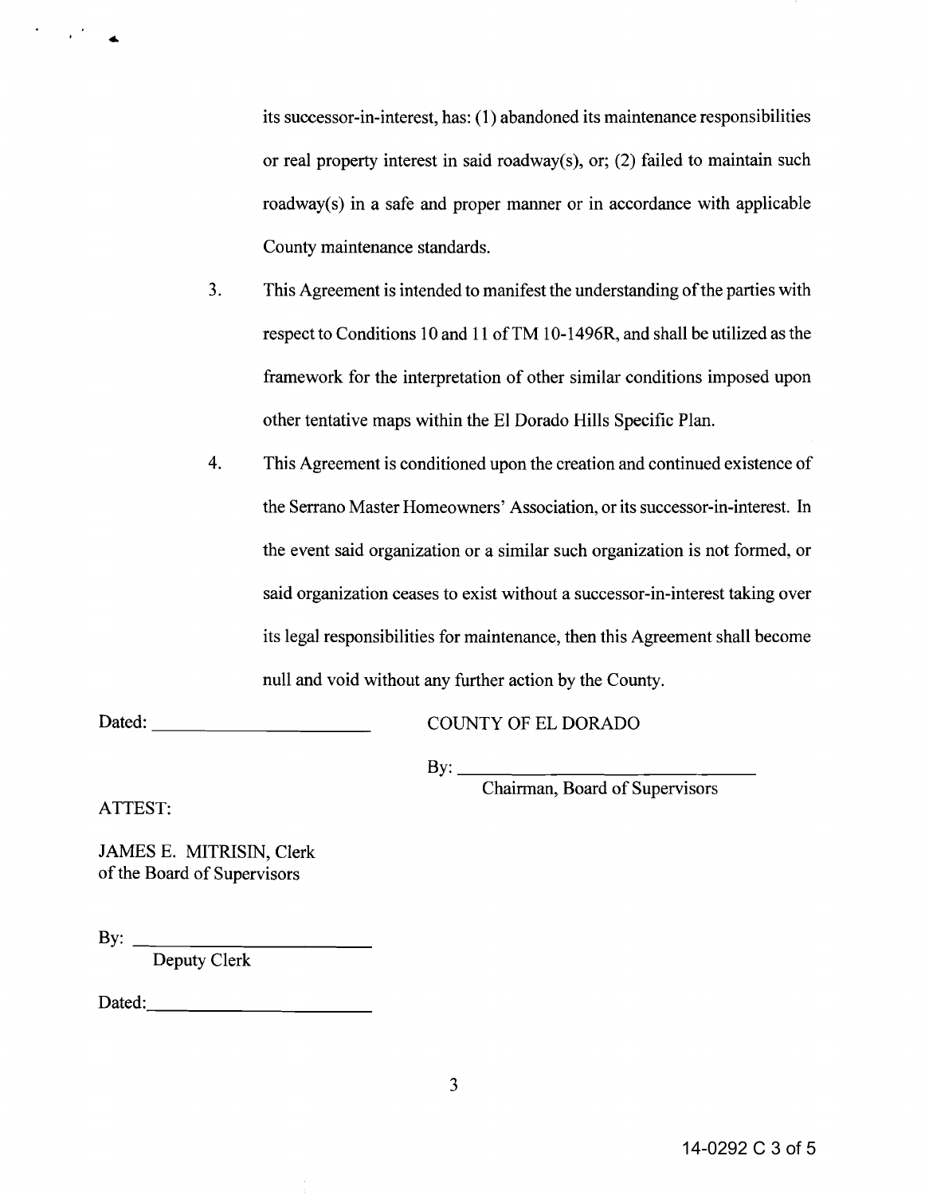its successor-in-interest, has: (1) abandoned its maintenance responsibilities or real property interest in said roadway(s), or; (2) failed to maintain such roadway(s) in a safe and proper manner or in accordance with applicable County maintenance standards.

3. This Agreement is intended to manifest the understanding of the parties with respect to Conditions 10 and 11 of TM 10-1496R, and shall be utilized as the framework for the interpretation of other similar conditions imposed upon other tentative maps within the El Dorado Hills Specific Plan.

4. This Agreement is conditioned upon the creation and continued existence of the Serrano Master Homeowners' Association, or its successor-in-interest. In the event said organization or a similar such organization is not formed, or said organization ceases to exist without a successor-in-interest taking over its legal responsibilities for maintenance, then this Agreement shall become null and void without any further action by the County.

Dated: ______________________

COUNTY OF EL DORADO

By: ______________________________
Chairman, Board of Supervisors

ATTEST:

JAMES E. MITRISIN, Clerk
of the Board of Supervisors

By: ______________________
Deputy Clerk

Dated: ______________________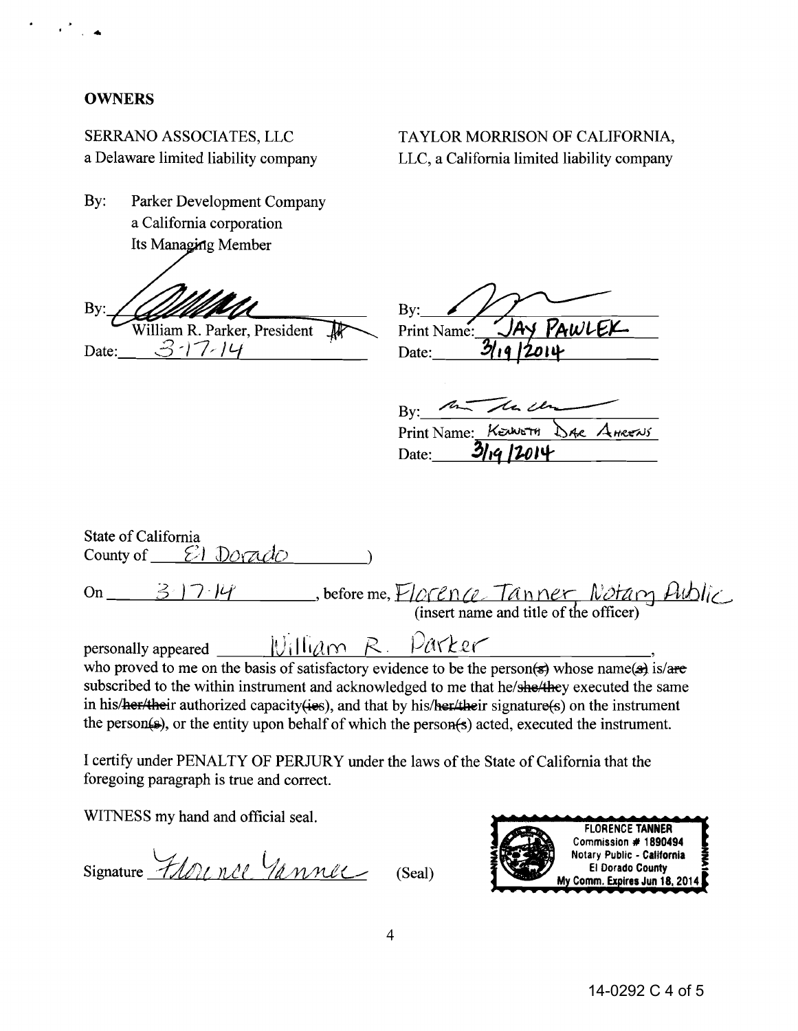**OWNERS**

SERRANO ASSOCIATES, LLC
a Delaware limited liability company

By: Parker Development Company
a California corporation
Its Managing Member

By: ______________________
William R. Parker, President
Date: 3-17-14

TAYLOR MORRISON OF CALIFORNIA, LLC, a California limited liability company

By: ______________________
Print Name: JAY PAWLEK
Date: 3/19/2014

By: ______________________
Print Name: KENNETH DALE AHRENS
Date: 3/19/2014

State of California
County of El Dorado )

On 3-17-14, before me, Florence Tanner Notary Public
(insert name and title of the officer)

personally appeared William R. Parker,
who proved to me on the basis of satisfactory evidence to be the person~~(s)~~ whose name~~(s)~~ is/~~are~~ subscribed to the within instrument and acknowledged to me that he/~~she/they~~ executed the same in his/~~her/their~~ authorized capacity~~(ies)~~, and that by his/~~her/their~~ signature~~(s)~~ on the instrument the person~~(s)~~, or the entity upon behalf of which the person~~(s)~~ acted, executed the instrument.

I certify under PENALTY OF PERJURY under the laws of the State of California that the foregoing paragraph is true and correct.

WITNESS my hand and official seal.

Signature Florence Tanner (Seal)

FLORENCE TANNER
Commission # 1890494
Notary Public - California
El Dorado County
My Comm. Expires Jun 18, 2014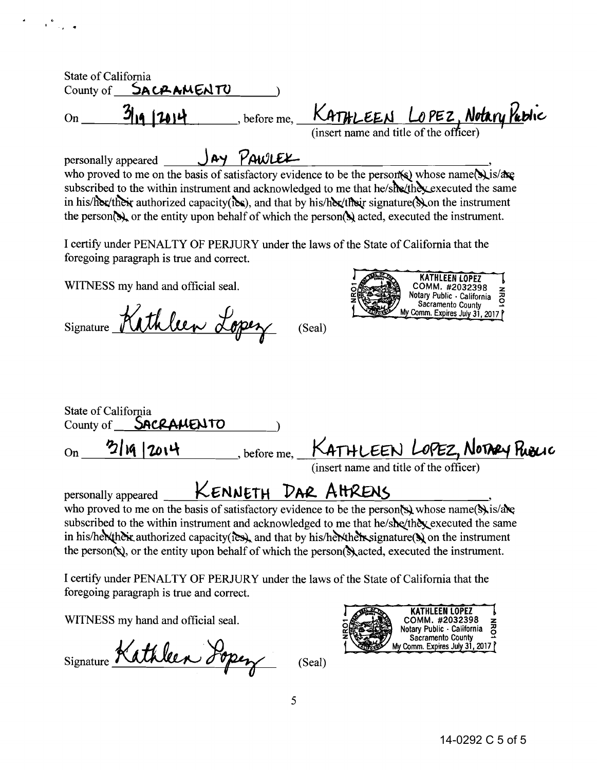State of California
County of SACRAMENTO )

On 3/19/2014, before me, KATHLEEN LOPEZ, Notary Public
(insert name and title of the officer)

personally appeared JAY PAWLEK,
who proved to me on the basis of satisfactory evidence to be the person(s) whose name(s) is/are subscribed to the within instrument and acknowledged to me that he/she/they executed the same in his/her/their authorized capacity(ies), and that by his/her/their signature(s) on the instrument the person(s), or the entity upon behalf of which the person(s) acted, executed the instrument.

I certify under PENALTY OF PERJURY under the laws of the State of California that the foregoing paragraph is true and correct.

WITNESS my hand and official seal.

Signature Kathleen Lopez (Seal)

KATHLEEN LOPEZ
COMM. #2032398
Notary Public - California
Sacramento County
My Comm. Expires July 31, 2017

State of California
County of SACRAMENTO )

On 3/19/2014, before me, KATHLEEN LOPEZ, NOTARY PUBLIC
(insert name and title of the officer)

personally appeared KENNETH DAR AHRENS,
who proved to me on the basis of satisfactory evidence to be the person(s) whose name(s) is/are subscribed to the within instrument and acknowledged to me that he/she/they executed the same in his/her/their authorized capacity(ies), and that by his/her/their signature(s) on the instrument the person(s), or the entity upon behalf of which the person(s) acted, executed the instrument.

I certify under PENALTY OF PERJURY under the laws of the State of California that the foregoing paragraph is true and correct.

WITNESS my hand and official seal.

Signature Kathleen Lopez (Seal)

KATHLEEN LOPEZ
COMM. #2032398
Notary Public - California
Sacramento County
My Comm. Expires July 31, 2017

14-0292 C 5 of 5